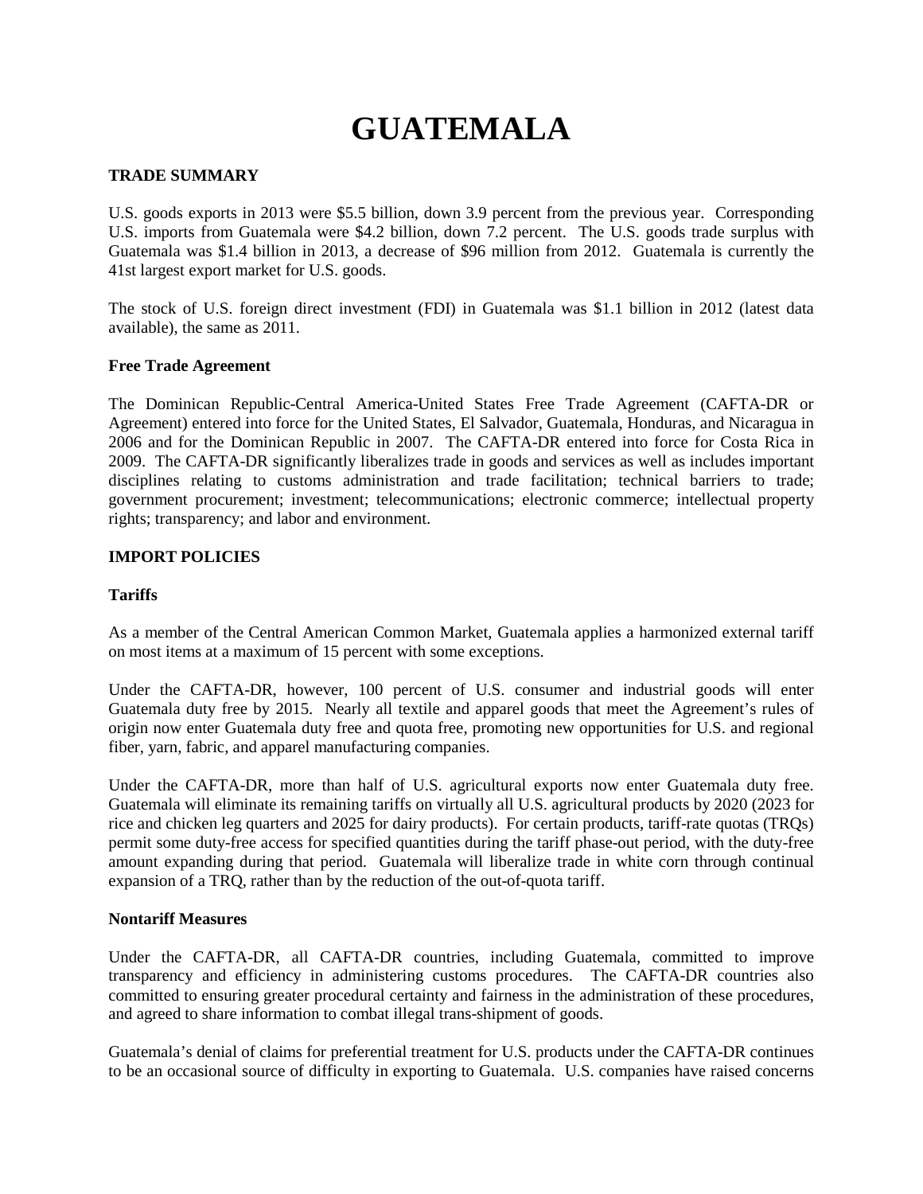# GUATEMALA

### TRADE SUMMARY

U.S. goods exports in 2013 were $5.5 billion, down 3.9 percent from the previous year. Corresponding U.S. imports from Guatemala were $4.2 billion, down 7.2 percent. The U.S. goods trade surplus with Guatemala was $1.4 billion in 2013, a decrease of $96 million from 2012. Guatemala is currently the 41st largest export market for U.S. goods.

The stock of U.S. foreign direct investment (FDI) in Guatemala was $1.1 billion in 2012 (latest data available), the same as 2011.

#### Free Trade Agreement

The Dominican Republic-Central America-United States Free Trade Agreement (CAFTA-DR or Agreement) entered into force for the United States, El Salvador, Guatemala, Honduras, and Nicaragua in 2006 and for the Dominican Republic in 2007. The CAFTA-DR entered into force for Costa Rica in 2009. The CAFTA-DR significantly liberalizes trade in goods and services as well as includes important disciplines relating to customs administration and trade facilitation; technical barriers to trade; government procurement; investment; telecommunications; electronic commerce; intellectual property rights; transparency; and labor and environment.

### IMPORT POLICIES

#### Tariffs

As a member of the Central American Common Market, Guatemala applies a harmonized external tariff on most items at a maximum of 15 percent with some exceptions.

Under the CAFTA-DR, however, 100 percent of U.S. consumer and industrial goods will enter Guatemala duty free by 2015. Nearly all textile and apparel goods that meet the Agreement's rules of origin now enter Guatemala duty free and quota free, promoting new opportunities for U.S. and regional fiber, yarn, fabric, and apparel manufacturing companies.

Under the CAFTA-DR, more than half of U.S. agricultural exports now enter Guatemala duty free. Guatemala will eliminate its remaining tariffs on virtually all U.S. agricultural products by 2020 (2023 for rice and chicken leg quarters and 2025 for dairy products). For certain products, tariff-rate quotas (TRQs) permit some duty-free access for specified quantities during the tariff phase-out period, with the duty-free amount expanding during that period. Guatemala will liberalize trade in white corn through continual expansion of a TRQ, rather than by the reduction of the out-of-quota tariff.

#### Nontariff Measures

Under the CAFTA-DR, all CAFTA-DR countries, including Guatemala, committed to improve transparency and efficiency in administering customs procedures. The CAFTA-DR countries also committed to ensuring greater procedural certainty and fairness in the administration of these procedures, and agreed to share information to combat illegal trans-shipment of goods.

Guatemala's denial of claims for preferential treatment for U.S. products under the CAFTA-DR continues to be an occasional source of difficulty in exporting to Guatemala. U.S. companies have raised concerns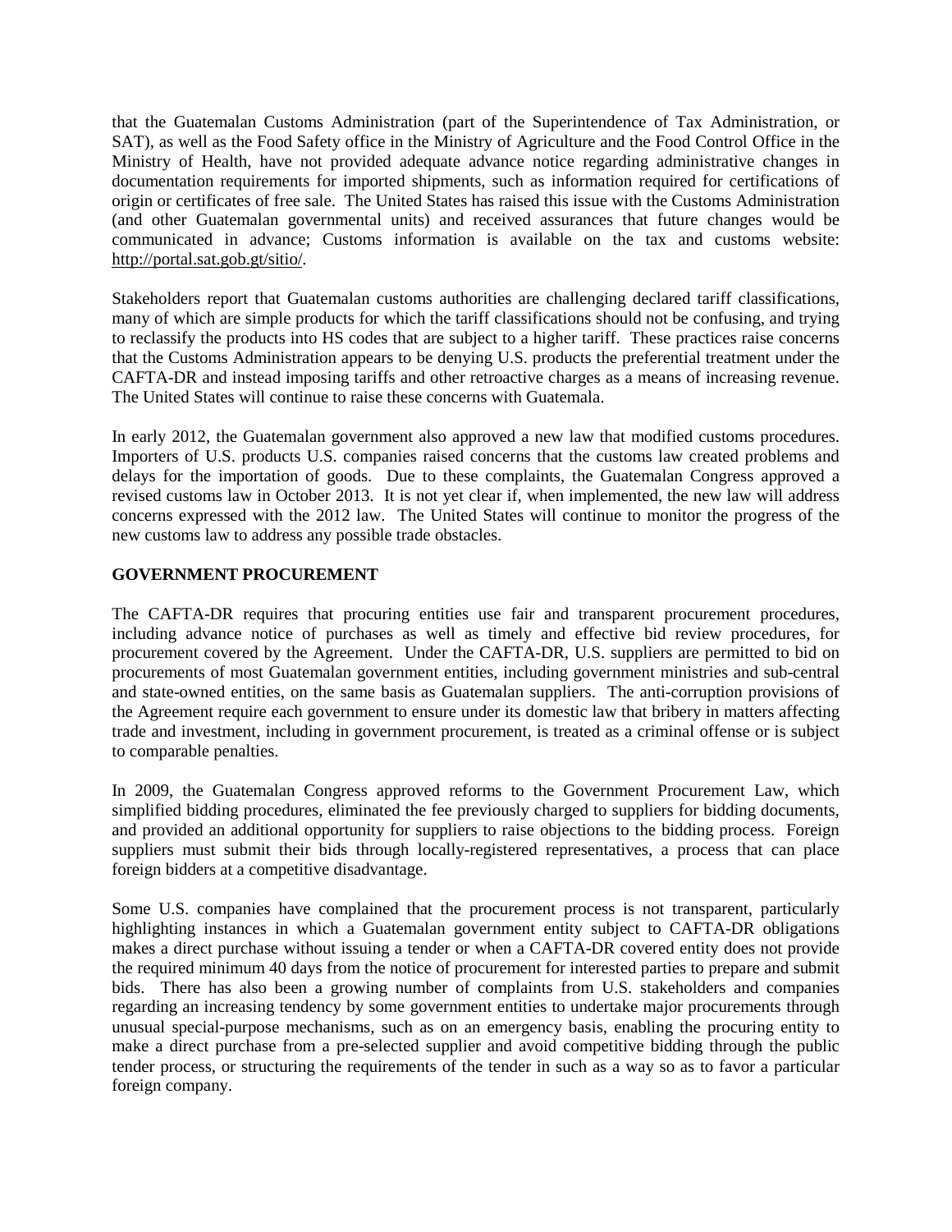that the Guatemalan Customs Administration (part of the Superintendence of Tax Administration, or SAT), as well as the Food Safety office in the Ministry of Agriculture and the Food Control Office in the Ministry of Health, have not provided adequate advance notice regarding administrative changes in documentation requirements for imported shipments, such as information required for certifications of origin or certificates of free sale. The United States has raised this issue with the Customs Administration (and other Guatemalan governmental units) and received assurances that future changes would be communicated in advance; Customs information is available on the tax and customs website: http://portal.sat.gob.gt/sitio/.

Stakeholders report that Guatemalan customs authorities are challenging declared tariff classifications, many of which are simple products for which the tariff classifications should not be confusing, and trying to reclassify the products into HS codes that are subject to a higher tariff. These practices raise concerns that the Customs Administration appears to be denying U.S. products the preferential treatment under the CAFTA-DR and instead imposing tariffs and other retroactive charges as a means of increasing revenue. The United States will continue to raise these concerns with Guatemala.

In early 2012, the Guatemalan government also approved a new law that modified customs procedures. Importers of U.S. products U.S. companies raised concerns that the customs law created problems and delays for the importation of goods. Due to these complaints, the Guatemalan Congress approved a revised customs law in October 2013. It is not yet clear if, when implemented, the new law will address concerns expressed with the 2012 law. The United States will continue to monitor the progress of the new customs law to address any possible trade obstacles.

## GOVERNMENT PROCUREMENT

The CAFTA-DR requires that procuring entities use fair and transparent procurement procedures, including advance notice of purchases as well as timely and effective bid review procedures, for procurement covered by the Agreement. Under the CAFTA-DR, U.S. suppliers are permitted to bid on procurements of most Guatemalan government entities, including government ministries and sub-central and state-owned entities, on the same basis as Guatemalan suppliers. The anti-corruption provisions of the Agreement require each government to ensure under its domestic law that bribery in matters affecting trade and investment, including in government procurement, is treated as a criminal offense or is subject to comparable penalties.

In 2009, the Guatemalan Congress approved reforms to the Government Procurement Law, which simplified bidding procedures, eliminated the fee previously charged to suppliers for bidding documents, and provided an additional opportunity for suppliers to raise objections to the bidding process. Foreign suppliers must submit their bids through locally-registered representatives, a process that can place foreign bidders at a competitive disadvantage.

Some U.S. companies have complained that the procurement process is not transparent, particularly highlighting instances in which a Guatemalan government entity subject to CAFTA-DR obligations makes a direct purchase without issuing a tender or when a CAFTA-DR covered entity does not provide the required minimum 40 days from the notice of procurement for interested parties to prepare and submit bids. There has also been a growing number of complaints from U.S. stakeholders and companies regarding an increasing tendency by some government entities to undertake major procurements through unusual special-purpose mechanisms, such as on an emergency basis, enabling the procuring entity to make a direct purchase from a pre-selected supplier and avoid competitive bidding through the public tender process, or structuring the requirements of the tender in such as a way so as to favor a particular foreign company.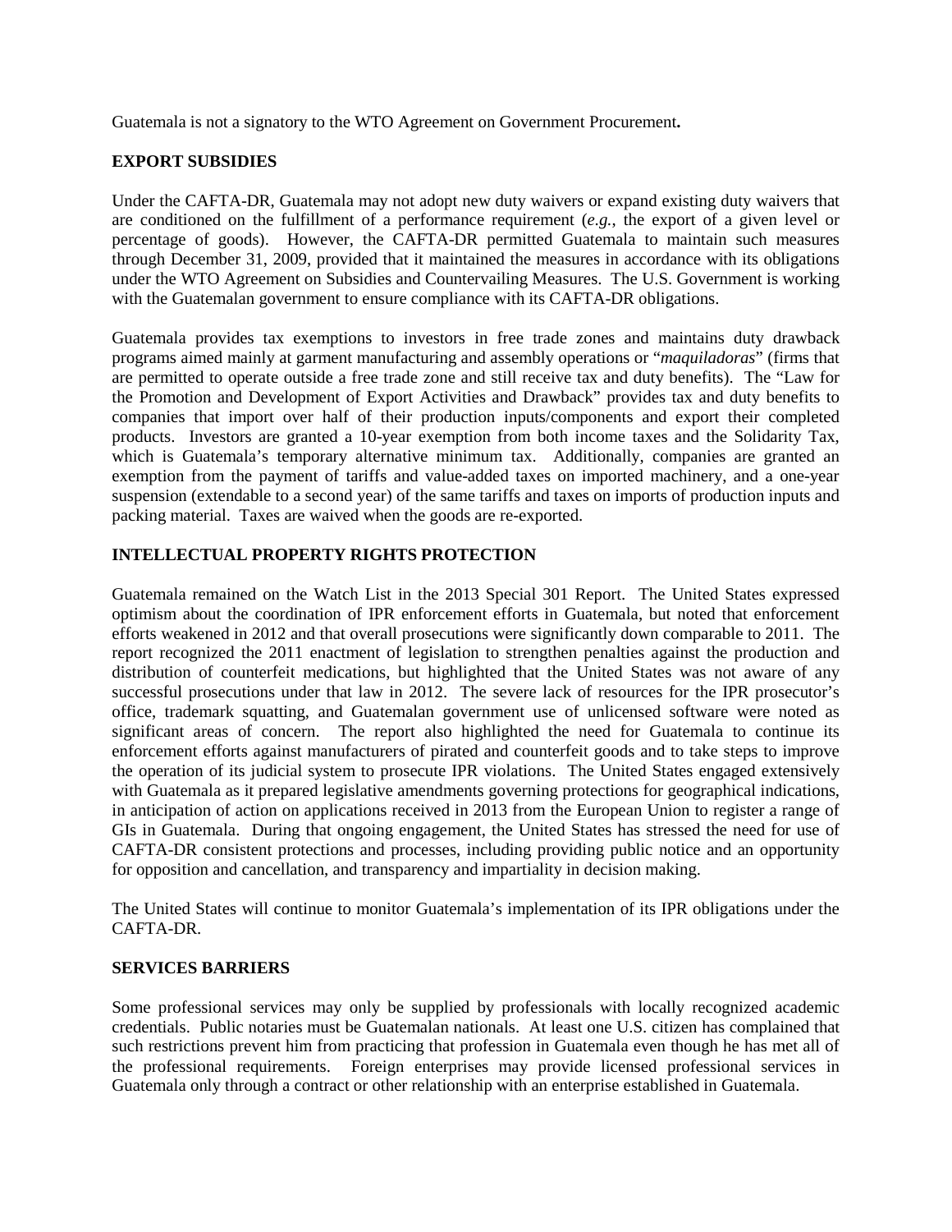Guatemala is not a signatory to the WTO Agreement on Government Procurement**.**

## EXPORT SUBSIDIES

Under the CAFTA-DR, Guatemala may not adopt new duty waivers or expand existing duty waivers that are conditioned on the fulfillment of a performance requirement (*e.g.*, the export of a given level or percentage of goods). However, the CAFTA-DR permitted Guatemala to maintain such measures through December 31, 2009, provided that it maintained the measures in accordance with its obligations under the WTO Agreement on Subsidies and Countervailing Measures. The U.S. Government is working with the Guatemalan government to ensure compliance with its CAFTA-DR obligations.

Guatemala provides tax exemptions to investors in free trade zones and maintains duty drawback programs aimed mainly at garment manufacturing and assembly operations or "*maquiladoras*" (firms that are permitted to operate outside a free trade zone and still receive tax and duty benefits). The "Law for the Promotion and Development of Export Activities and Drawback" provides tax and duty benefits to companies that import over half of their production inputs/components and export their completed products. Investors are granted a 10-year exemption from both income taxes and the Solidarity Tax, which is Guatemala's temporary alternative minimum tax. Additionally, companies are granted an exemption from the payment of tariffs and value-added taxes on imported machinery, and a one-year suspension (extendable to a second year) of the same tariffs and taxes on imports of production inputs and packing material. Taxes are waived when the goods are re-exported.

## INTELLECTUAL PROPERTY RIGHTS PROTECTION

Guatemala remained on the Watch List in the 2013 Special 301 Report. The United States expressed optimism about the coordination of IPR enforcement efforts in Guatemala, but noted that enforcement efforts weakened in 2012 and that overall prosecutions were significantly down comparable to 2011. The report recognized the 2011 enactment of legislation to strengthen penalties against the production and distribution of counterfeit medications, but highlighted that the United States was not aware of any successful prosecutions under that law in 2012. The severe lack of resources for the IPR prosecutor's office, trademark squatting, and Guatemalan government use of unlicensed software were noted as significant areas of concern. The report also highlighted the need for Guatemala to continue its enforcement efforts against manufacturers of pirated and counterfeit goods and to take steps to improve the operation of its judicial system to prosecute IPR violations. The United States engaged extensively with Guatemala as it prepared legislative amendments governing protections for geographical indications, in anticipation of action on applications received in 2013 from the European Union to register a range of GIs in Guatemala. During that ongoing engagement, the United States has stressed the need for use of CAFTA-DR consistent protections and processes, including providing public notice and an opportunity for opposition and cancellation, and transparency and impartiality in decision making.

The United States will continue to monitor Guatemala's implementation of its IPR obligations under the CAFTA-DR.

## SERVICES BARRIERS

Some professional services may only be supplied by professionals with locally recognized academic credentials. Public notaries must be Guatemalan nationals. At least one U.S. citizen has complained that such restrictions prevent him from practicing that profession in Guatemala even though he has met all of the professional requirements. Foreign enterprises may provide licensed professional services in Guatemala only through a contract or other relationship with an enterprise established in Guatemala.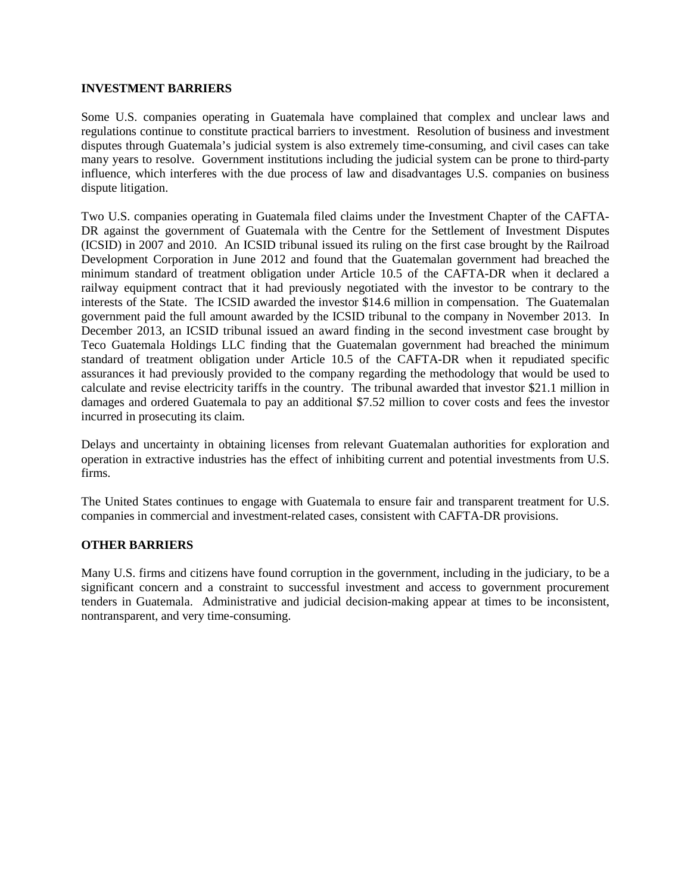## INVESTMENT BARRIERS

Some U.S. companies operating in Guatemala have complained that complex and unclear laws and regulations continue to constitute practical barriers to investment. Resolution of business and investment disputes through Guatemala's judicial system is also extremely time-consuming, and civil cases can take many years to resolve. Government institutions including the judicial system can be prone to third-party influence, which interferes with the due process of law and disadvantages U.S. companies on business dispute litigation.

Two U.S. companies operating in Guatemala filed claims under the Investment Chapter of the CAFTA-DR against the government of Guatemala with the Centre for the Settlement of Investment Disputes (ICSID) in 2007 and 2010. An ICSID tribunal issued its ruling on the first case brought by the Railroad Development Corporation in June 2012 and found that the Guatemalan government had breached the minimum standard of treatment obligation under Article 10.5 of the CAFTA-DR when it declared a railway equipment contract that it had previously negotiated with the investor to be contrary to the interests of the State. The ICSID awarded the investor $14.6 million in compensation. The Guatemalan government paid the full amount awarded by the ICSID tribunal to the company in November 2013. In December 2013, an ICSID tribunal issued an award finding in the second investment case brought by Teco Guatemala Holdings LLC finding that the Guatemalan government had breached the minimum standard of treatment obligation under Article 10.5 of the CAFTA-DR when it repudiated specific assurances it had previously provided to the company regarding the methodology that would be used to calculate and revise electricity tariffs in the country. The tribunal awarded that investor $21.1 million in damages and ordered Guatemala to pay an additional $7.52 million to cover costs and fees the investor incurred in prosecuting its claim.

Delays and uncertainty in obtaining licenses from relevant Guatemalan authorities for exploration and operation in extractive industries has the effect of inhibiting current and potential investments from U.S. firms.

The United States continues to engage with Guatemala to ensure fair and transparent treatment for U.S. companies in commercial and investment-related cases, consistent with CAFTA-DR provisions.

## OTHER BARRIERS

Many U.S. firms and citizens have found corruption in the government, including in the judiciary, to be a significant concern and a constraint to successful investment and access to government procurement tenders in Guatemala. Administrative and judicial decision-making appear at times to be inconsistent, nontransparent, and very time-consuming.